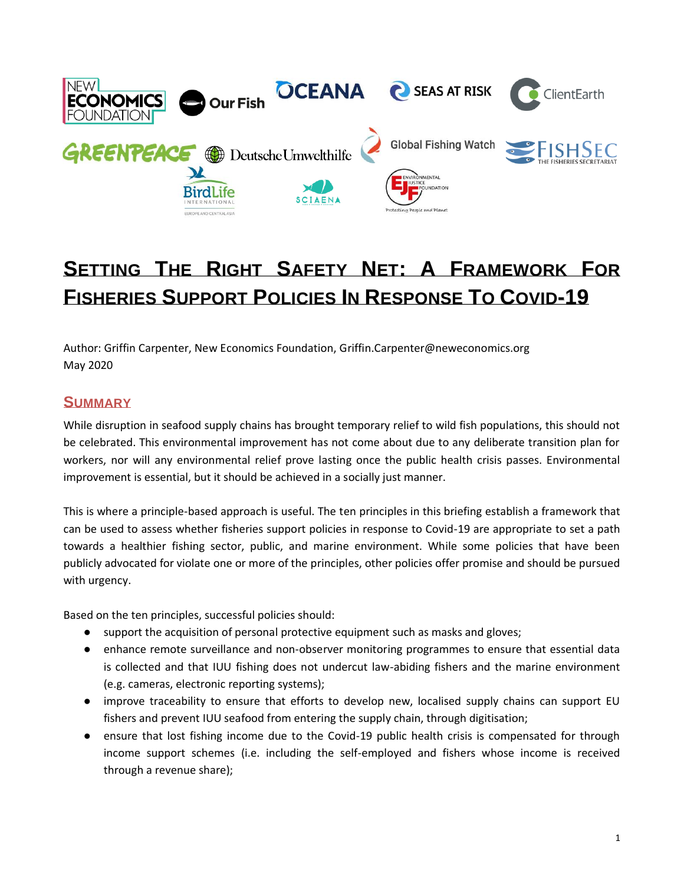# Setting The Right Safety Net: A Framework For Fisheries Support Policies In Response To Covid-19

Author: Griffin Carpenter, New Economics Foundation, Griffin.Carpenter@neweconomics.org
May 2020

## Summary

While disruption in seafood supply chains has brought temporary relief to wild fish populations, this should not be celebrated. This environmental improvement has not come about due to any deliberate transition plan for workers, nor will any environmental relief prove lasting once the public health crisis passes. Environmental improvement is essential, but it should be achieved in a socially just manner.

This is where a principle-based approach is useful. The ten principles in this briefing establish a framework that can be used to assess whether fisheries support policies in response to Covid-19 are appropriate to set a path towards a healthier fishing sector, public, and marine environment. While some policies that have been publicly advocated for violate one or more of the principles, other policies offer promise and should be pursued with urgency.

Based on the ten principles, successful policies should:

- support the acquisition of personal protective equipment such as masks and gloves;
- enhance remote surveillance and non-observer monitoring programmes to ensure that essential data is collected and that IUU fishing does not undercut law-abiding fishers and the marine environment (e.g. cameras, electronic reporting systems);
- improve traceability to ensure that efforts to develop new, localised supply chains can support EU fishers and prevent IUU seafood from entering the supply chain, through digitisation;
- ensure that lost fishing income due to the Covid-19 public health crisis is compensated for through income support schemes (i.e. including the self-employed and fishers whose income is received through a revenue share);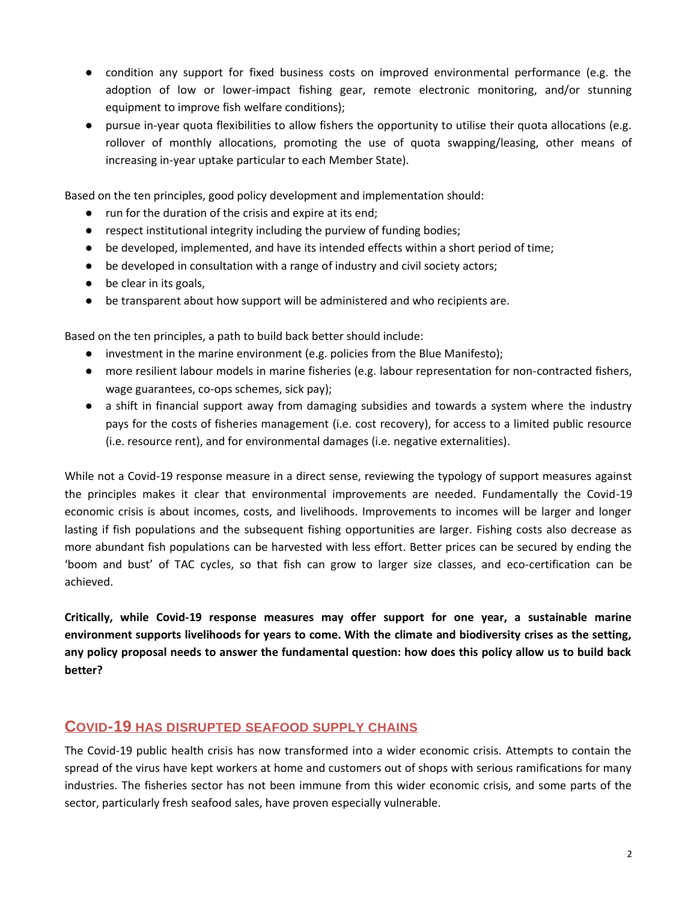- condition any support for fixed business costs on improved environmental performance (e.g. the adoption of low or lower-impact fishing gear, remote electronic monitoring, and/or stunning equipment to improve fish welfare conditions);
- pursue in-year quota flexibilities to allow fishers the opportunity to utilise their quota allocations (e.g. rollover of monthly allocations, promoting the use of quota swapping/leasing, other means of increasing in-year uptake particular to each Member State).

Based on the ten principles, good policy development and implementation should:

- run for the duration of the crisis and expire at its end;
- respect institutional integrity including the purview of funding bodies;
- be developed, implemented, and have its intended effects within a short period of time;
- be developed in consultation with a range of industry and civil society actors;
- be clear in its goals,
- be transparent about how support will be administered and who recipients are.

Based on the ten principles, a path to build back better should include:

- investment in the marine environment (e.g. policies from the Blue Manifesto);
- more resilient labour models in marine fisheries (e.g. labour representation for non-contracted fishers, wage guarantees, co-ops schemes, sick pay);
- a shift in financial support away from damaging subsidies and towards a system where the industry pays for the costs of fisheries management (i.e. cost recovery), for access to a limited public resource (i.e. resource rent), and for environmental damages (i.e. negative externalities).

While not a Covid-19 response measure in a direct sense, reviewing the typology of support measures against the principles makes it clear that environmental improvements are needed. Fundamentally the Covid-19 economic crisis is about incomes, costs, and livelihoods. Improvements to incomes will be larger and longer lasting if fish populations and the subsequent fishing opportunities are larger. Fishing costs also decrease as more abundant fish populations can be harvested with less effort. Better prices can be secured by ending the 'boom and bust' of TAC cycles, so that fish can grow to larger size classes, and eco-certification can be achieved.

**Critically, while Covid-19 response measures may offer support for one year, a sustainable marine environment supports livelihoods for years to come. With the climate and biodiversity crises as the setting, any policy proposal needs to answer the fundamental question: how does this policy allow us to build back better?**

## Covid-19 has disrupted seafood supply chains

The Covid-19 public health crisis has now transformed into a wider economic crisis. Attempts to contain the spread of the virus have kept workers at home and customers out of shops with serious ramifications for many industries. The fisheries sector has not been immune from this wider economic crisis, and some parts of the sector, particularly fresh seafood sales, have proven especially vulnerable.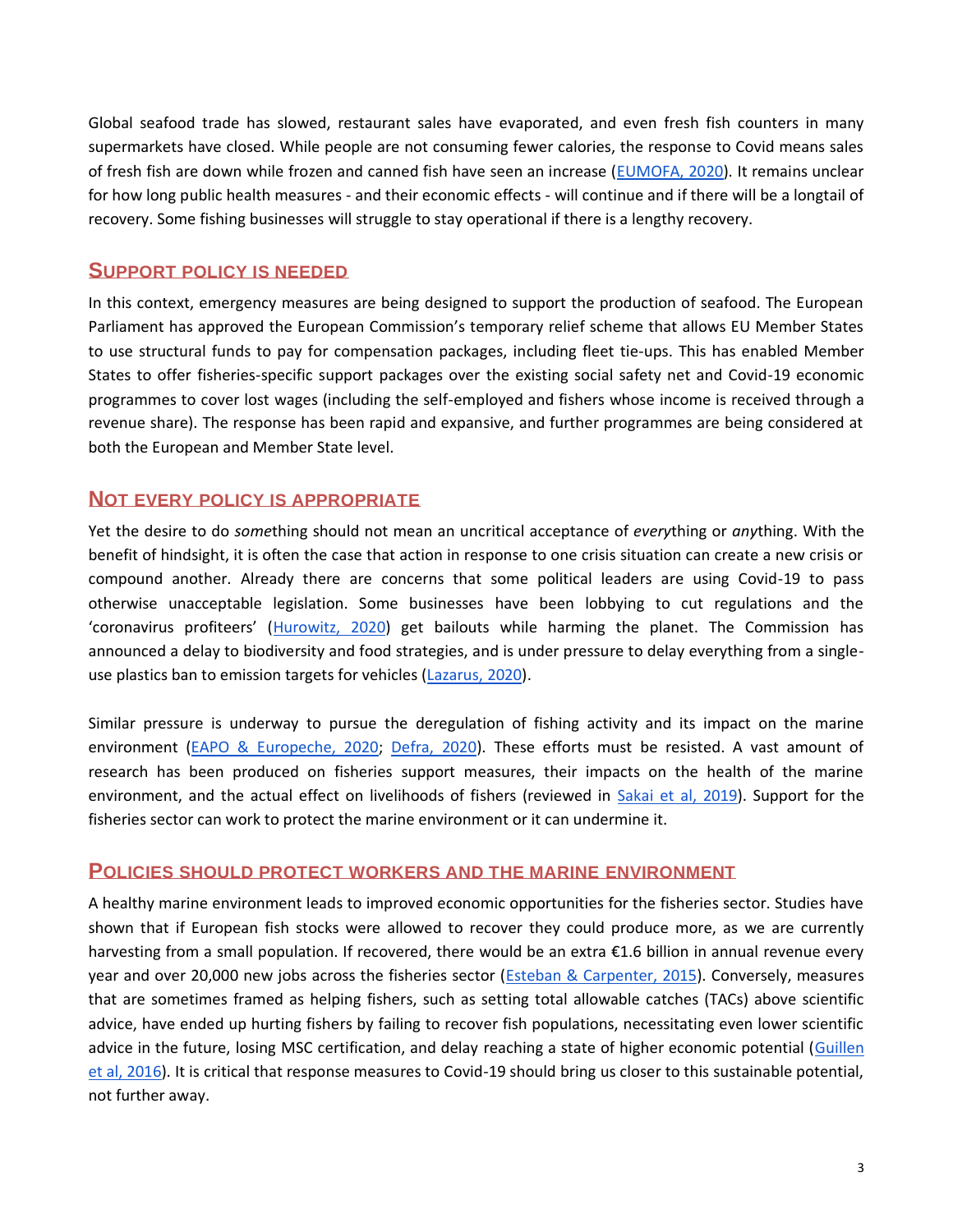Global seafood trade has slowed, restaurant sales have evaporated, and even fresh fish counters in many supermarkets have closed. While people are not consuming fewer calories, the response to Covid means sales of fresh fish are down while frozen and canned fish have seen an increase (EUMOFA, 2020). It remains unclear for how long public health measures - and their economic effects - will continue and if there will be a longtail of recovery. Some fishing businesses will struggle to stay operational if there is a lengthy recovery.

## Support policy is needed

In this context, emergency measures are being designed to support the production of seafood. The European Parliament has approved the European Commission's temporary relief scheme that allows EU Member States to use structural funds to pay for compensation packages, including fleet tie-ups. This has enabled Member States to offer fisheries-specific support packages over the existing social safety net and Covid-19 economic programmes to cover lost wages (including the self-employed and fishers whose income is received through a revenue share). The response has been rapid and expansive, and further programmes are being considered at both the European and Member State level.

## Not every policy is appropriate

Yet the desire to do *some*thing should not mean an uncritical acceptance of *every*thing or *any*thing. With the benefit of hindsight, it is often the case that action in response to one crisis situation can create a new crisis or compound another. Already there are concerns that some political leaders are using Covid-19 to pass otherwise unacceptable legislation. Some businesses have been lobbying to cut regulations and the 'coronavirus profiteers' (Hurowitz, 2020) get bailouts while harming the planet. The Commission has announced a delay to biodiversity and food strategies, and is under pressure to delay everything from a single-use plastics ban to emission targets for vehicles (Lazarus, 2020).

Similar pressure is underway to pursue the deregulation of fishing activity and its impact on the marine environment (EAPO & Europeche, 2020; Defra, 2020). These efforts must be resisted. A vast amount of research has been produced on fisheries support measures, their impacts on the health of the marine environment, and the actual effect on livelihoods of fishers (reviewed in Sakai et al, 2019). Support for the fisheries sector can work to protect the marine environment or it can undermine it.

## Policies should protect workers and the marine environment

A healthy marine environment leads to improved economic opportunities for the fisheries sector. Studies have shown that if European fish stocks were allowed to recover they could produce more, as we are currently harvesting from a small population. If recovered, there would be an extra €1.6 billion in annual revenue every year and over 20,000 new jobs across the fisheries sector (Esteban & Carpenter, 2015). Conversely, measures that are sometimes framed as helping fishers, such as setting total allowable catches (TACs) above scientific advice, have ended up hurting fishers by failing to recover fish populations, necessitating even lower scientific advice in the future, losing MSC certification, and delay reaching a state of higher economic potential (Guillen et al, 2016). It is critical that response measures to Covid-19 should bring us closer to this sustainable potential, not further away.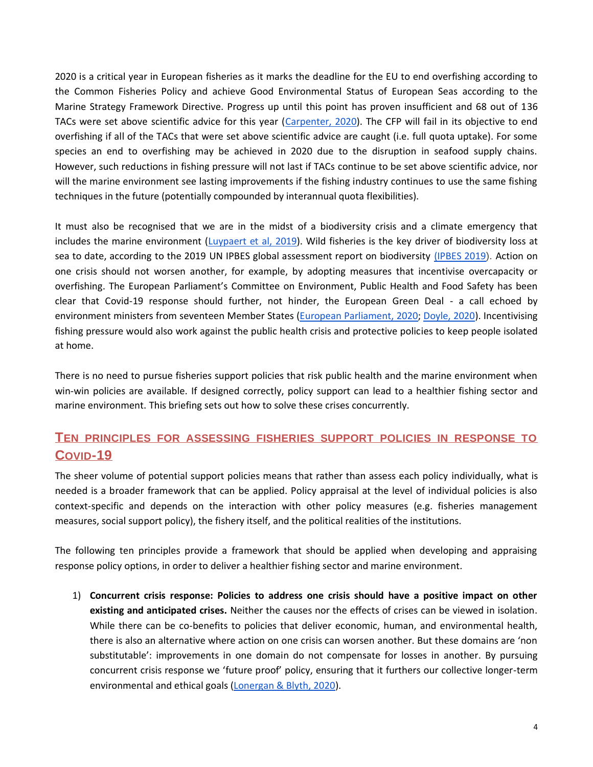2020 is a critical year in European fisheries as it marks the deadline for the EU to end overfishing according to the Common Fisheries Policy and achieve Good Environmental Status of European Seas according to the Marine Strategy Framework Directive. Progress up until this point has proven insufficient and 68 out of 136 TACs were set above scientific advice for this year (Carpenter, 2020). The CFP will fail in its objective to end overfishing if all of the TACs that were set above scientific advice are caught (i.e. full quota uptake). For some species an end to overfishing may be achieved in 2020 due to the disruption in seafood supply chains. However, such reductions in fishing pressure will not last if TACs continue to be set above scientific advice, nor will the marine environment see lasting improvements if the fishing industry continues to use the same fishing techniques in the future (potentially compounded by interannual quota flexibilities).

It must also be recognised that we are in the midst of a biodiversity crisis and a climate emergency that includes the marine environment (Luypaert et al, 2019). Wild fisheries is the key driver of biodiversity loss at sea to date, according to the 2019 UN IPBES global assessment report on biodiversity (IPBES 2019). Action on one crisis should not worsen another, for example, by adopting measures that incentivise overcapacity or overfishing. The European Parliament's Committee on Environment, Public Health and Food Safety has been clear that Covid-19 response should further, not hinder, the European Green Deal - a call echoed by environment ministers from seventeen Member States (European Parliament, 2020; Doyle, 2020). Incentivising fishing pressure would also work against the public health crisis and protective policies to keep people isolated at home.

There is no need to pursue fisheries support policies that risk public health and the marine environment when win-win policies are available. If designed correctly, policy support can lead to a healthier fishing sector and marine environment. This briefing sets out how to solve these crises concurrently.

## Ten principles for assessing fisheries support policies in response to Covid-19

The sheer volume of potential support policies means that rather than assess each policy individually, what is needed is a broader framework that can be applied. Policy appraisal at the level of individual policies is also context-specific and depends on the interaction with other policy measures (e.g. fisheries management measures, social support policy), the fishery itself, and the political realities of the institutions.

The following ten principles provide a framework that should be applied when developing and appraising response policy options, in order to deliver a healthier fishing sector and marine environment.

1) **Concurrent crisis response: Policies to address one crisis should have a positive impact on other existing and anticipated crises.** Neither the causes nor the effects of crises can be viewed in isolation. While there can be co-benefits to policies that deliver economic, human, and environmental health, there is also an alternative where action on one crisis can worsen another. But these domains are 'non substitutable': improvements in one domain do not compensate for losses in another. By pursuing concurrent crisis response we 'future proof' policy, ensuring that it furthers our collective longer-term environmental and ethical goals (Lonergan & Blyth, 2020).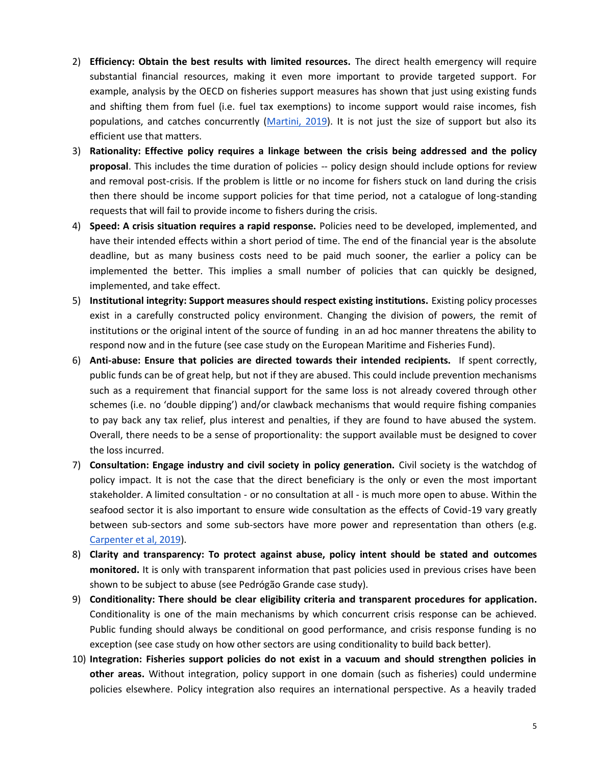2) **Efficiency: Obtain the best results with limited resources.** The direct health emergency will require substantial financial resources, making it even more important to provide targeted support. For example, analysis by the OECD on fisheries support measures has shown that just using existing funds and shifting them from fuel (i.e. fuel tax exemptions) to income support would raise incomes, fish populations, and catches concurrently (Martini, 2019). It is not just the size of support but also its efficient use that matters.
3) **Rationality: Effective policy requires a linkage between the crisis being addressed and the policy proposal**. This includes the time duration of policies -- policy design should include options for review and removal post-crisis. If the problem is little or no income for fishers stuck on land during the crisis then there should be income support policies for that time period, not a catalogue of long-standing requests that will fail to provide income to fishers during the crisis.
4) **Speed: A crisis situation requires a rapid response.** Policies need to be developed, implemented, and have their intended effects within a short period of time. The end of the financial year is the absolute deadline, but as many business costs need to be paid much sooner, the earlier a policy can be implemented the better. This implies a small number of policies that can quickly be designed, implemented, and take effect.
5) **Institutional integrity: Support measures should respect existing institutions.** Existing policy processes exist in a carefully constructed policy environment. Changing the division of powers, the remit of institutions or the original intent of the source of funding in an ad hoc manner threatens the ability to respond now and in the future (see case study on the European Maritime and Fisheries Fund).
6) **Anti-abuse: Ensure that policies are directed towards their intended recipients.** If spent correctly, public funds can be of great help, but not if they are abused. This could include prevention mechanisms such as a requirement that financial support for the same loss is not already covered through other schemes (i.e. no 'double dipping') and/or clawback mechanisms that would require fishing companies to pay back any tax relief, plus interest and penalties, if they are found to have abused the system. Overall, there needs to be a sense of proportionality: the support available must be designed to cover the loss incurred.
7) **Consultation: Engage industry and civil society in policy generation.** Civil society is the watchdog of policy impact. It is not the case that the direct beneficiary is the only or even the most important stakeholder. A limited consultation - or no consultation at all - is much more open to abuse. Within the seafood sector it is also important to ensure wide consultation as the effects of Covid-19 vary greatly between sub-sectors and some sub-sectors have more power and representation than others (e.g. Carpenter et al, 2019).
8) **Clarity and transparency: To protect against abuse, policy intent should be stated and outcomes monitored.** It is only with transparent information that past policies used in previous crises have been shown to be subject to abuse (see Pedrógão Grande case study).
9) **Conditionality: There should be clear eligibility criteria and transparent procedures for application.** Conditionality is one of the main mechanisms by which concurrent crisis response can be achieved. Public funding should always be conditional on good performance, and crisis response funding is no exception (see case study on how other sectors are using conditionality to build back better).
10) **Integration: Fisheries support policies do not exist in a vacuum and should strengthen policies in other areas.** Without integration, policy support in one domain (such as fisheries) could undermine policies elsewhere. Policy integration also requires an international perspective. As a heavily traded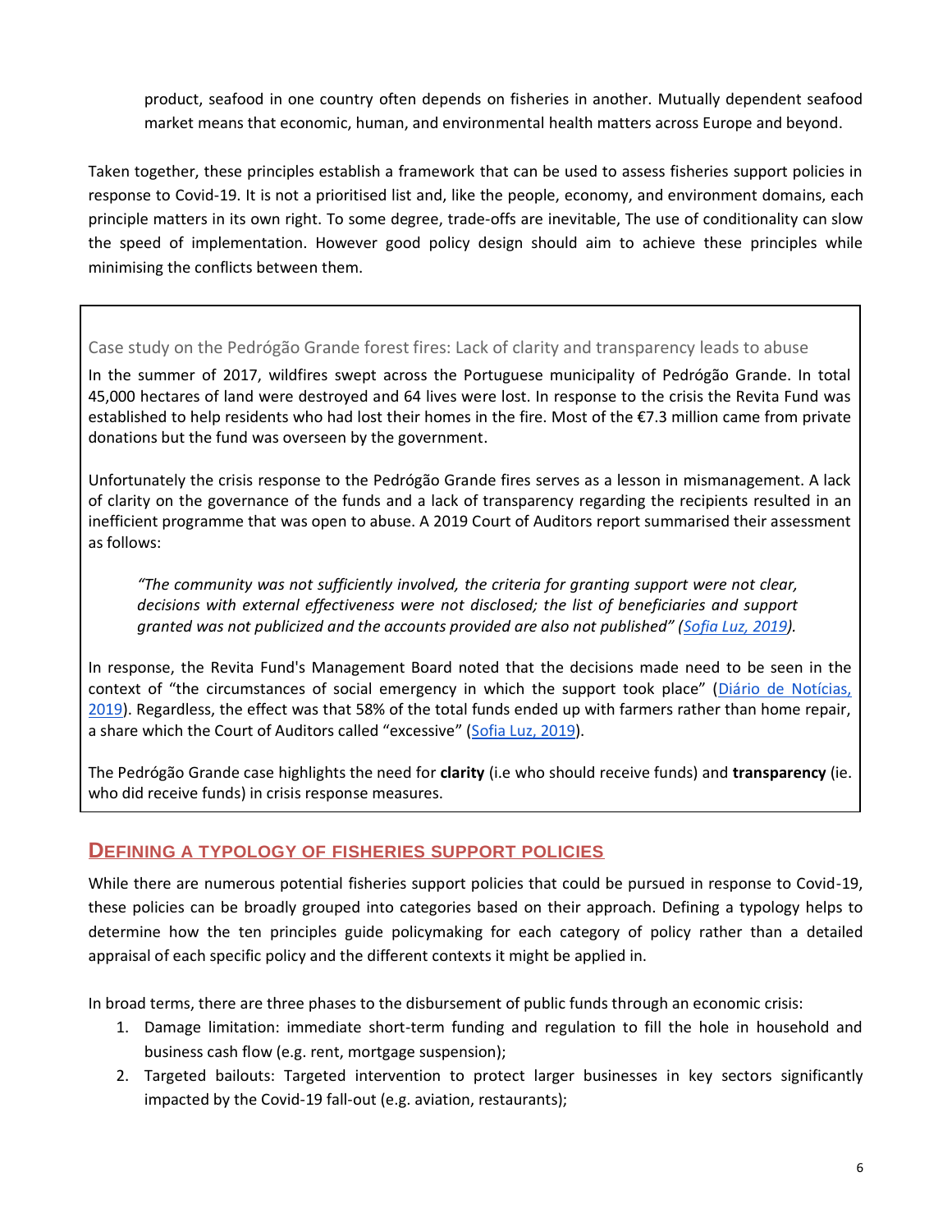product, seafood in one country often depends on fisheries in another. Mutually dependent seafood market means that economic, human, and environmental health matters across Europe and beyond.

Taken together, these principles establish a framework that can be used to assess fisheries support policies in response to Covid-19. It is not a prioritised list and, like the people, economy, and environment domains, each principle matters in its own right. To some degree, trade-offs are inevitable, The use of conditionality can slow the speed of implementation. However good policy design should aim to achieve these principles while minimising the conflicts between them.

### Case study on the Pedrógão Grande forest fires: Lack of clarity and transparency leads to abuse

In the summer of 2017, wildfires swept across the Portuguese municipality of Pedrógão Grande. In total 45,000 hectares of land were destroyed and 64 lives were lost. In response to the crisis the Revita Fund was established to help residents who had lost their homes in the fire. Most of the €7.3 million came from private donations but the fund was overseen by the government.

Unfortunately the crisis response to the Pedrógão Grande fires serves as a lesson in mismanagement. A lack of clarity on the governance of the funds and a lack of transparency regarding the recipients resulted in an inefficient programme that was open to abuse. A 2019 Court of Auditors report summarised their assessment as follows:

> *"The community was not sufficiently involved, the criteria for granting support were not clear, decisions with external effectiveness were not disclosed; the list of beneficiaries and support granted was not publicized and the accounts provided are also not published" (Sofia Luz, 2019).*

In response, the Revita Fund's Management Board noted that the decisions made need to be seen in the context of "the circumstances of social emergency in which the support took place" (Diário de Notícias, 2019). Regardless, the effect was that 58% of the total funds ended up with farmers rather than home repair, a share which the Court of Auditors called "excessive" (Sofia Luz, 2019).

The Pedrógão Grande case highlights the need for **clarity** (i.e who should receive funds) and **transparency** (ie. who did receive funds) in crisis response measures.

## Defining a typology of fisheries support policies

While there are numerous potential fisheries support policies that could be pursued in response to Covid-19, these policies can be broadly grouped into categories based on their approach. Defining a typology helps to determine how the ten principles guide policymaking for each category of policy rather than a detailed appraisal of each specific policy and the different contexts it might be applied in.

In broad terms, there are three phases to the disbursement of public funds through an economic crisis:

1. Damage limitation: immediate short-term funding and regulation to fill the hole in household and business cash flow (e.g. rent, mortgage suspension);
2. Targeted bailouts: Targeted intervention to protect larger businesses in key sectors significantly impacted by the Covid-19 fall-out (e.g. aviation, restaurants);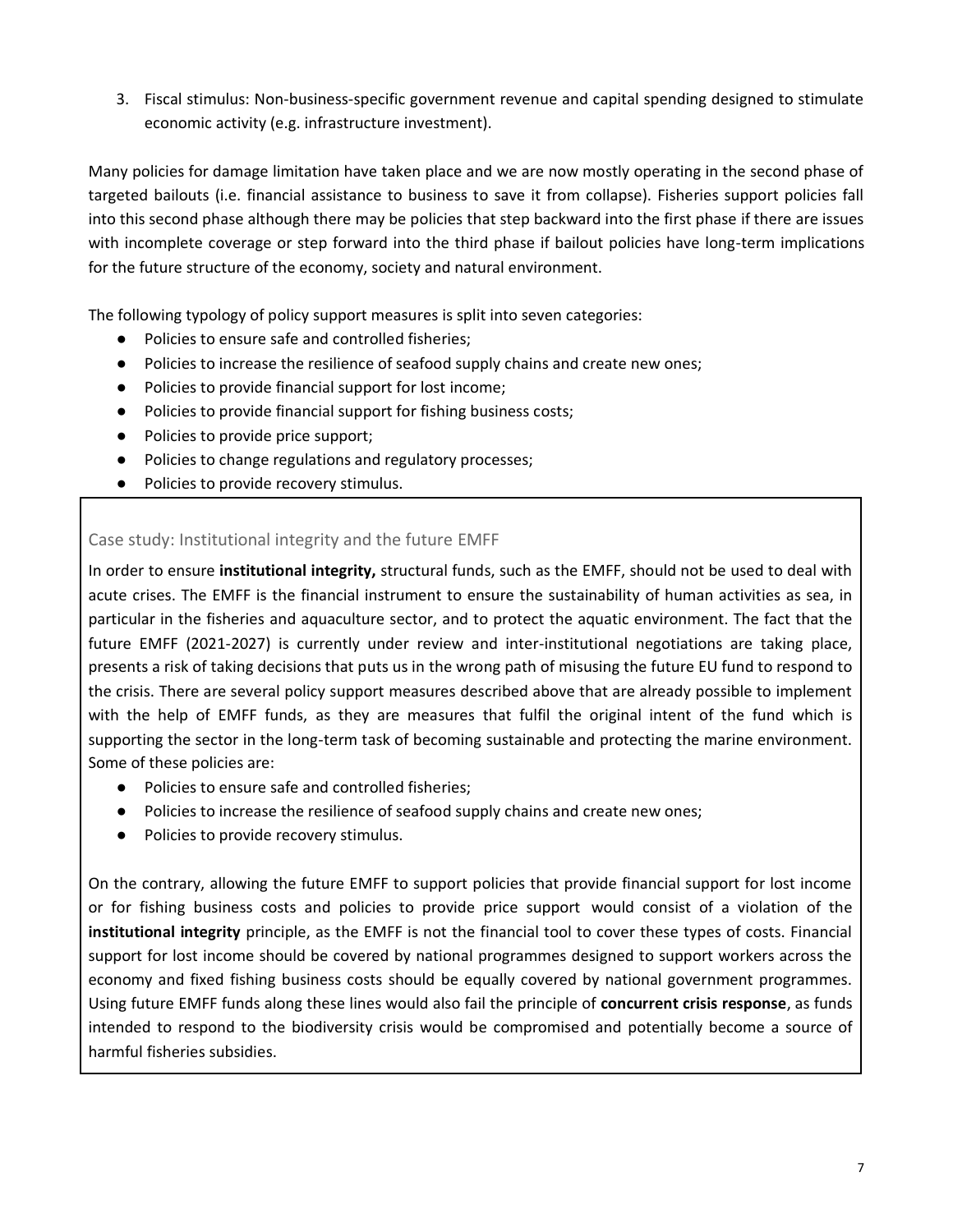3. Fiscal stimulus: Non-business-specific government revenue and capital spending designed to stimulate economic activity (e.g. infrastructure investment).

Many policies for damage limitation have taken place and we are now mostly operating in the second phase of targeted bailouts (i.e. financial assistance to business to save it from collapse). Fisheries support policies fall into this second phase although there may be policies that step backward into the first phase if there are issues with incomplete coverage or step forward into the third phase if bailout policies have long-term implications for the future structure of the economy, society and natural environment.

The following typology of policy support measures is split into seven categories:

- Policies to ensure safe and controlled fisheries;
- Policies to increase the resilience of seafood supply chains and create new ones;
- Policies to provide financial support for lost income;
- Policies to provide financial support for fishing business costs;
- Policies to provide price support;
- Policies to change regulations and regulatory processes;
- Policies to provide recovery stimulus.

### Case study: Institutional integrity and the future EMFF

In order to ensure **institutional integrity,** structural funds, such as the EMFF, should not be used to deal with acute crises. The EMFF is the financial instrument to ensure the sustainability of human activities as sea, in particular in the fisheries and aquaculture sector, and to protect the aquatic environment. The fact that the future EMFF (2021-2027) is currently under review and inter-institutional negotiations are taking place, presents a risk of taking decisions that puts us in the wrong path of misusing the future EU fund to respond to the crisis. There are several policy support measures described above that are already possible to implement with the help of EMFF funds, as they are measures that fulfil the original intent of the fund which is supporting the sector in the long-term task of becoming sustainable and protecting the marine environment. Some of these policies are:

- Policies to ensure safe and controlled fisheries;
- Policies to increase the resilience of seafood supply chains and create new ones;
- Policies to provide recovery stimulus.

On the contrary, allowing the future EMFF to support policies that provide financial support for lost income or for fishing business costs and policies to provide price support would consist of a violation of the **institutional integrity** principle, as the EMFF is not the financial tool to cover these types of costs. Financial support for lost income should be covered by national programmes designed to support workers across the economy and fixed fishing business costs should be equally covered by national government programmes. Using future EMFF funds along these lines would also fail the principle of **concurrent crisis response**, as funds intended to respond to the biodiversity crisis would be compromised and potentially become a source of harmful fisheries subsidies.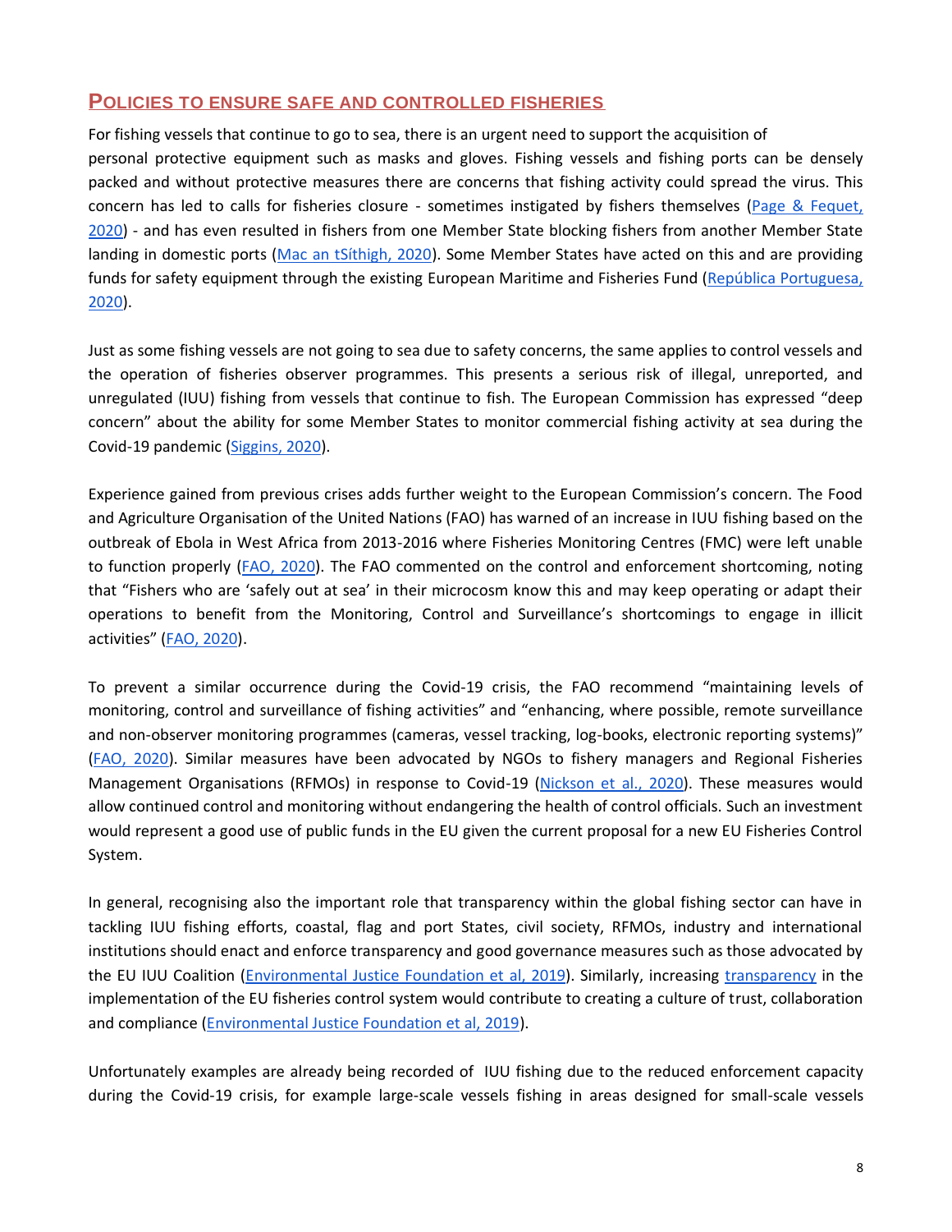## POLICIES TO ENSURE SAFE AND CONTROLLED FISHERIES

For fishing vessels that continue to go to sea, there is an urgent need to support the acquisition of personal protective equipment such as masks and gloves. Fishing vessels and fishing ports can be densely packed and without protective measures there are concerns that fishing activity could spread the virus. This concern has led to calls for fisheries closure - sometimes instigated by fishers themselves (Page & Fequet, 2020) - and has even resulted in fishers from one Member State blocking fishers from another Member State landing in domestic ports (Mac an tSíthigh, 2020). Some Member States have acted on this and are providing funds for safety equipment through the existing European Maritime and Fisheries Fund (República Portuguesa, 2020).

Just as some fishing vessels are not going to sea due to safety concerns, the same applies to control vessels and the operation of fisheries observer programmes. This presents a serious risk of illegal, unreported, and unregulated (IUU) fishing from vessels that continue to fish. The European Commission has expressed "deep concern" about the ability for some Member States to monitor commercial fishing activity at sea during the Covid-19 pandemic (Siggins, 2020).

Experience gained from previous crises adds further weight to the European Commission's concern. The Food and Agriculture Organisation of the United Nations (FAO) has warned of an increase in IUU fishing based on the outbreak of Ebola in West Africa from 2013-2016 where Fisheries Monitoring Centres (FMC) were left unable to function properly (FAO, 2020). The FAO commented on the control and enforcement shortcoming, noting that "Fishers who are 'safely out at sea' in their microcosm know this and may keep operating or adapt their operations to benefit from the Monitoring, Control and Surveillance's shortcomings to engage in illicit activities" (FAO, 2020).

To prevent a similar occurrence during the Covid-19 crisis, the FAO recommend "maintaining levels of monitoring, control and surveillance of fishing activities" and "enhancing, where possible, remote surveillance and non-observer monitoring programmes (cameras, vessel tracking, log-books, electronic reporting systems)" (FAO, 2020). Similar measures have been advocated by NGOs to fishery managers and Regional Fisheries Management Organisations (RFMOs) in response to Covid-19 (Nickson et al., 2020). These measures would allow continued control and monitoring without endangering the health of control officials. Such an investment would represent a good use of public funds in the EU given the current proposal for a new EU Fisheries Control System.

In general, recognising also the important role that transparency within the global fishing sector can have in tackling IUU fishing efforts, coastal, flag and port States, civil society, RFMOs, industry and international institutions should enact and enforce transparency and good governance measures such as those advocated by the EU IUU Coalition (Environmental Justice Foundation et al, 2019). Similarly, increasing transparency in the implementation of the EU fisheries control system would contribute to creating a culture of trust, collaboration and compliance (Environmental Justice Foundation et al, 2019).

Unfortunately examples are already being recorded of IUU fishing due to the reduced enforcement capacity during the Covid-19 crisis, for example large-scale vessels fishing in areas designed for small-scale vessels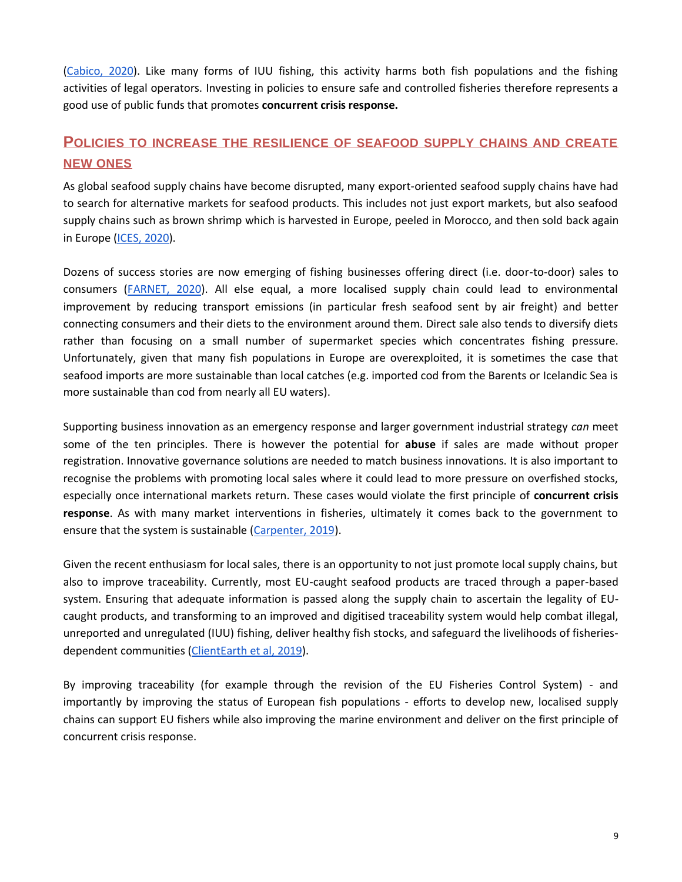(Cabico, 2020). Like many forms of IUU fishing, this activity harms both fish populations and the fishing activities of legal operators. Investing in policies to ensure safe and controlled fisheries therefore represents a good use of public funds that promotes **concurrent crisis response.**

## Policies to increase the resilience of seafood supply chains and create new ones

As global seafood supply chains have become disrupted, many export-oriented seafood supply chains have had to search for alternative markets for seafood products. This includes not just export markets, but also seafood supply chains such as brown shrimp which is harvested in Europe, peeled in Morocco, and then sold back again in Europe (ICES, 2020).

Dozens of success stories are now emerging of fishing businesses offering direct (i.e. door-to-door) sales to consumers (FARNET, 2020). All else equal, a more localised supply chain could lead to environmental improvement by reducing transport emissions (in particular fresh seafood sent by air freight) and better connecting consumers and their diets to the environment around them. Direct sale also tends to diversify diets rather than focusing on a small number of supermarket species which concentrates fishing pressure. Unfortunately, given that many fish populations in Europe are overexploited, it is sometimes the case that seafood imports are more sustainable than local catches (e.g. imported cod from the Barents or Icelandic Sea is more sustainable than cod from nearly all EU waters).

Supporting business innovation as an emergency response and larger government industrial strategy *can* meet some of the ten principles. There is however the potential for **abuse** if sales are made without proper registration. Innovative governance solutions are needed to match business innovations. It is also important to recognise the problems with promoting local sales where it could lead to more pressure on overfished stocks, especially once international markets return. These cases would violate the first principle of **concurrent crisis response**. As with many market interventions in fisheries, ultimately it comes back to the government to ensure that the system is sustainable (Carpenter, 2019).

Given the recent enthusiasm for local sales, there is an opportunity to not just promote local supply chains, but also to improve traceability. Currently, most EU-caught seafood products are traced through a paper-based system. Ensuring that adequate information is passed along the supply chain to ascertain the legality of EU-caught products, and transforming to an improved and digitised traceability system would help combat illegal, unreported and unregulated (IUU) fishing, deliver healthy fish stocks, and safeguard the livelihoods of fisheries-dependent communities (ClientEarth et al, 2019).

By improving traceability (for example through the revision of the EU Fisheries Control System) - and importantly by improving the status of European fish populations - efforts to develop new, localised supply chains can support EU fishers while also improving the marine environment and deliver on the first principle of concurrent crisis response.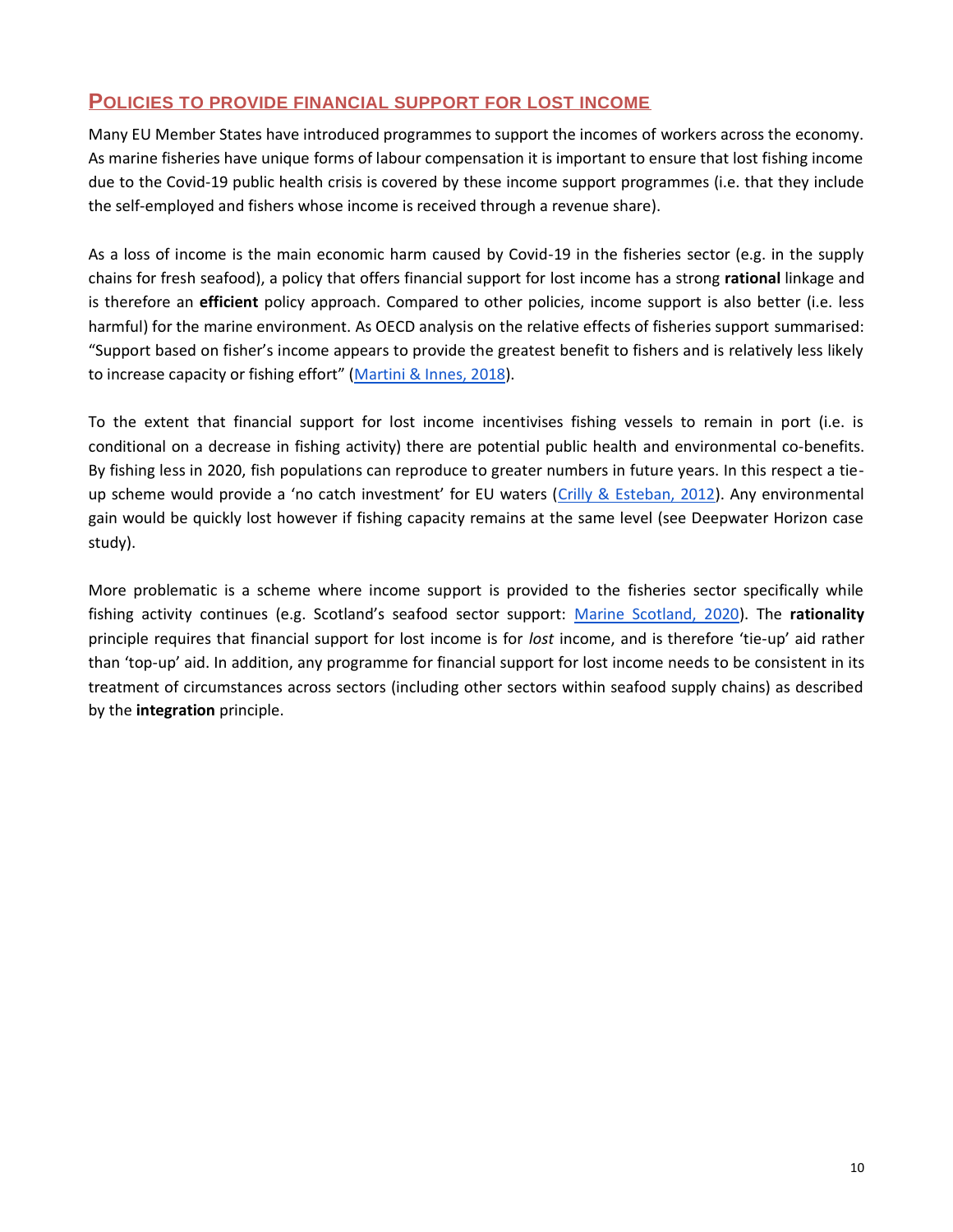## Policies to provide financial support for lost income

Many EU Member States have introduced programmes to support the incomes of workers across the economy. As marine fisheries have unique forms of labour compensation it is important to ensure that lost fishing income due to the Covid-19 public health crisis is covered by these income support programmes (i.e. that they include the self-employed and fishers whose income is received through a revenue share).

As a loss of income is the main economic harm caused by Covid-19 in the fisheries sector (e.g. in the supply chains for fresh seafood), a policy that offers financial support for lost income has a strong **rational** linkage and is therefore an **efficient** policy approach. Compared to other policies, income support is also better (i.e. less harmful) for the marine environment. As OECD analysis on the relative effects of fisheries support summarised: "Support based on fisher's income appears to provide the greatest benefit to fishers and is relatively less likely to increase capacity or fishing effort" (Martini & Innes, 2018).

To the extent that financial support for lost income incentivises fishing vessels to remain in port (i.e. is conditional on a decrease in fishing activity) there are potential public health and environmental co-benefits. By fishing less in 2020, fish populations can reproduce to greater numbers in future years. In this respect a tie-up scheme would provide a 'no catch investment' for EU waters (Crilly & Esteban, 2012). Any environmental gain would be quickly lost however if fishing capacity remains at the same level (see Deepwater Horizon case study).

More problematic is a scheme where income support is provided to the fisheries sector specifically while fishing activity continues (e.g. Scotland's seafood sector support: Marine Scotland, 2020). The **rationality** principle requires that financial support for lost income is for *lost* income, and is therefore 'tie-up' aid rather than 'top-up' aid. In addition, any programme for financial support for lost income needs to be consistent in its treatment of circumstances across sectors (including other sectors within seafood supply chains) as described by the **integration** principle.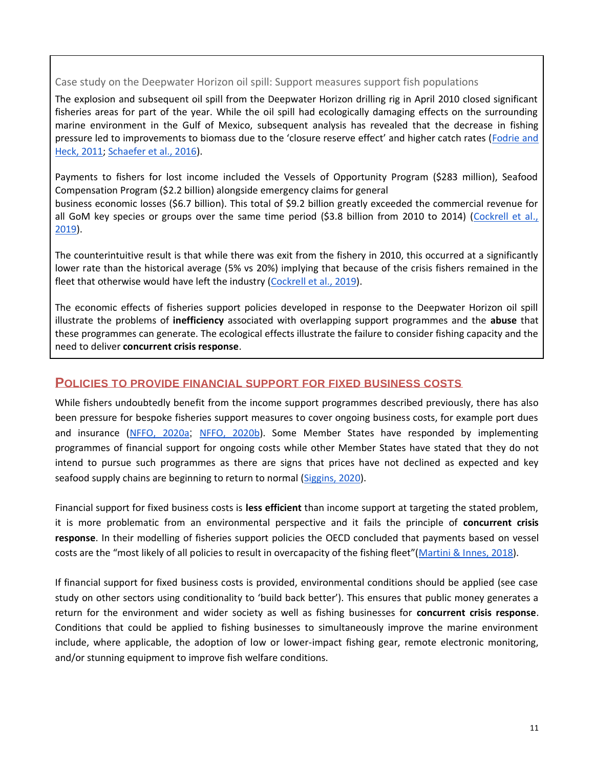### Case study on the Deepwater Horizon oil spill: Support measures support fish populations

The explosion and subsequent oil spill from the Deepwater Horizon drilling rig in April 2010 closed significant fisheries areas for part of the year. While the oil spill had ecologically damaging effects on the surrounding marine environment in the Gulf of Mexico, subsequent analysis has revealed that the decrease in fishing pressure led to improvements to biomass due to the 'closure reserve effect' and higher catch rates (Fodrie and Heck, 2011; Schaefer et al., 2016).

Payments to fishers for lost income included the Vessels of Opportunity Program ($283 million), Seafood Compensation Program ($2.2 billion) alongside emergency claims for general business economic losses ($6.7 billion). This total of $9.2 billion greatly exceeded the commercial revenue for all GoM key species or groups over the same time period ($3.8 billion from 2010 to 2014) (Cockrell et al., 2019).

The counterintuitive result is that while there was exit from the fishery in 2010, this occurred at a significantly lower rate than the historical average (5% vs 20%) implying that because of the crisis fishers remained in the fleet that otherwise would have left the industry (Cockrell et al., 2019).

The economic effects of fisheries support policies developed in response to the Deepwater Horizon oil spill illustrate the problems of **inefficiency** associated with overlapping support programmes and the **abuse** that these programmes can generate. The ecological effects illustrate the failure to consider fishing capacity and the need to deliver **concurrent crisis response**.

## Policies to provide financial support for fixed business costs

While fishers undoubtedly benefit from the income support programmes described previously, there has also been pressure for bespoke fisheries support measures to cover ongoing business costs, for example port dues and insurance (NFFO, 2020a; NFFO, 2020b). Some Member States have responded by implementing programmes of financial support for ongoing costs while other Member States have stated that they do not intend to pursue such programmes as there are signs that prices have not declined as expected and key seafood supply chains are beginning to return to normal (Siggins, 2020).

Financial support for fixed business costs is **less efficient** than income support at targeting the stated problem, it is more problematic from an environmental perspective and it fails the principle of **concurrent crisis response**. In their modelling of fisheries support policies the OECD concluded that payments based on vessel costs are the "most likely of all policies to result in overcapacity of the fishing fleet"(Martini & Innes, 2018).

If financial support for fixed business costs is provided, environmental conditions should be applied (see case study on other sectors using conditionality to 'build back better'). This ensures that public money generates a return for the environment and wider society as well as fishing businesses for **concurrent crisis response**. Conditions that could be applied to fishing businesses to simultaneously improve the marine environment include, where applicable, the adoption of low or lower-impact fishing gear, remote electronic monitoring, and/or stunning equipment to improve fish welfare conditions.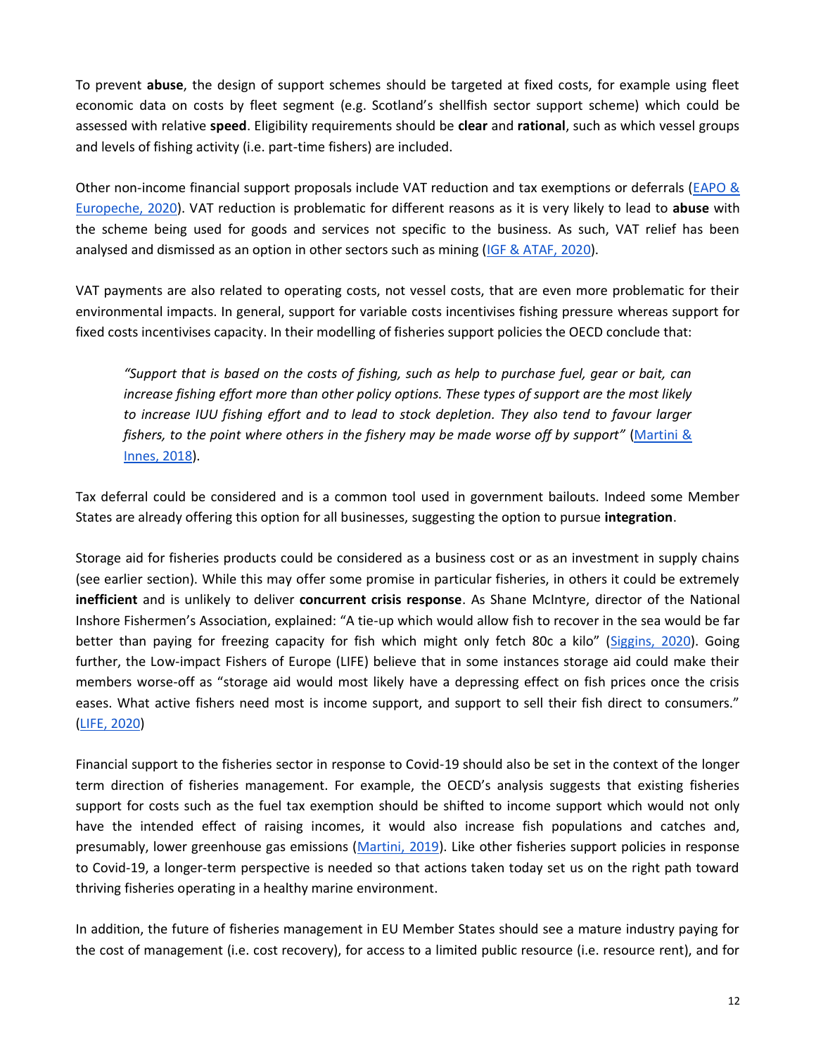To prevent **abuse**, the design of support schemes should be targeted at fixed costs, for example using fleet economic data on costs by fleet segment (e.g. Scotland's shellfish sector support scheme) which could be assessed with relative **speed**. Eligibility requirements should be **clear** and **rational**, such as which vessel groups and levels of fishing activity (i.e. part-time fishers) are included.

Other non-income financial support proposals include VAT reduction and tax exemptions or deferrals (EAPO & Europeche, 2020). VAT reduction is problematic for different reasons as it is very likely to lead to **abuse** with the scheme being used for goods and services not specific to the business. As such, VAT relief has been analysed and dismissed as an option in other sectors such as mining (IGF & ATAF, 2020).

VAT payments are also related to operating costs, not vessel costs, that are even more problematic for their environmental impacts. In general, support for variable costs incentivises fishing pressure whereas support for fixed costs incentivises capacity. In their modelling of fisheries support policies the OECD conclude that:

> *"Support that is based on the costs of fishing, such as help to purchase fuel, gear or bait, can increase fishing effort more than other policy options. These types of support are the most likely to increase IUU fishing effort and to lead to stock depletion. They also tend to favour larger fishers, to the point where others in the fishery may be made worse off by support"* (Martini & Innes, 2018).

Tax deferral could be considered and is a common tool used in government bailouts. Indeed some Member States are already offering this option for all businesses, suggesting the option to pursue **integration**.

Storage aid for fisheries products could be considered as a business cost or as an investment in supply chains (see earlier section). While this may offer some promise in particular fisheries, in others it could be extremely **inefficient** and is unlikely to deliver **concurrent crisis response**. As Shane McIntyre, director of the National Inshore Fishermen's Association, explained: "A tie-up which would allow fish to recover in the sea would be far better than paying for freezing capacity for fish which might only fetch 80c a kilo" (Siggins, 2020). Going further, the Low-impact Fishers of Europe (LIFE) believe that in some instances storage aid could make their members worse-off as "storage aid would most likely have a depressing effect on fish prices once the crisis eases. What active fishers need most is income support, and support to sell their fish direct to consumers." (LIFE, 2020)

Financial support to the fisheries sector in response to Covid-19 should also be set in the context of the longer term direction of fisheries management. For example, the OECD's analysis suggests that existing fisheries support for costs such as the fuel tax exemption should be shifted to income support which would not only have the intended effect of raising incomes, it would also increase fish populations and catches and, presumably, lower greenhouse gas emissions (Martini, 2019). Like other fisheries support policies in response to Covid-19, a longer-term perspective is needed so that actions taken today set us on the right path toward thriving fisheries operating in a healthy marine environment.

In addition, the future of fisheries management in EU Member States should see a mature industry paying for the cost of management (i.e. cost recovery), for access to a limited public resource (i.e. resource rent), and for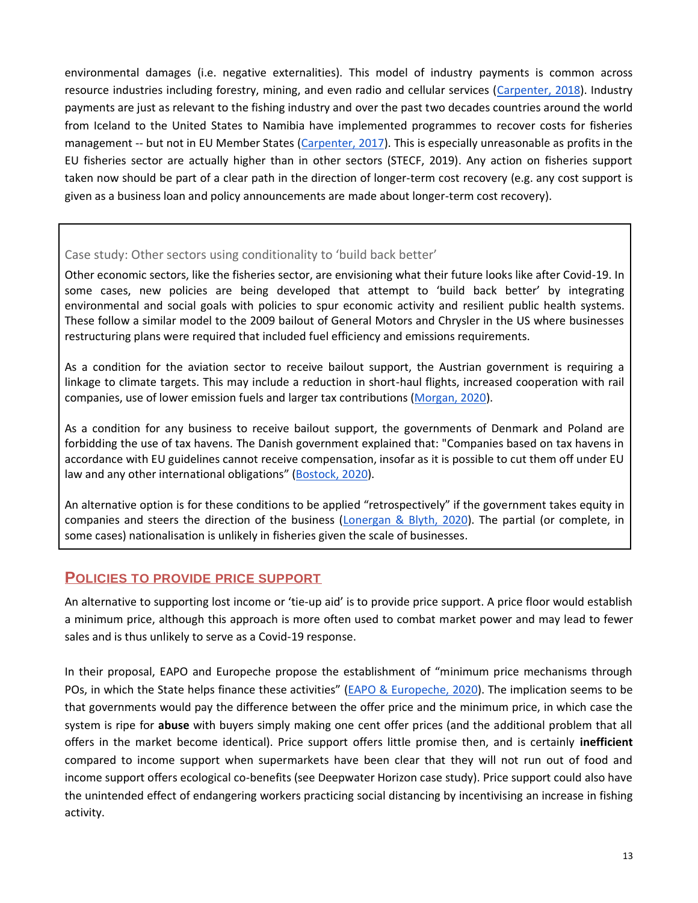environmental damages (i.e. negative externalities). This model of industry payments is common across resource industries including forestry, mining, and even radio and cellular services (Carpenter, 2018). Industry payments are just as relevant to the fishing industry and over the past two decades countries around the world from Iceland to the United States to Namibia have implemented programmes to recover costs for fisheries management -- but not in EU Member States (Carpenter, 2017). This is especially unreasonable as profits in the EU fisheries sector are actually higher than in other sectors (STECF, 2019). Any action on fisheries support taken now should be part of a clear path in the direction of longer-term cost recovery (e.g. any cost support is given as a business loan and policy announcements are made about longer-term cost recovery).

> Case study: Other sectors using conditionality to 'build back better'
>
> Other economic sectors, like the fisheries sector, are envisioning what their future looks like after Covid-19. In some cases, new policies are being developed that attempt to 'build back better' by integrating environmental and social goals with policies to spur economic activity and resilient public health systems. These follow a similar model to the 2009 bailout of General Motors and Chrysler in the US where businesses restructuring plans were required that included fuel efficiency and emissions requirements.
>
> As a condition for the aviation sector to receive bailout support, the Austrian government is requiring a linkage to climate targets. This may include a reduction in short-haul flights, increased cooperation with rail companies, use of lower emission fuels and larger tax contributions (Morgan, 2020).
>
> As a condition for any business to receive bailout support, the governments of Denmark and Poland are forbidding the use of tax havens. The Danish government explained that: "Companies based on tax havens in accordance with EU guidelines cannot receive compensation, insofar as it is possible to cut them off under EU law and any other international obligations" (Bostock, 2020).
>
> An alternative option is for these conditions to be applied "retrospectively" if the government takes equity in companies and steers the direction of the business (Lonergan & Blyth, 2020). The partial (or complete, in some cases) nationalisation is unlikely in fisheries given the scale of businesses.

## Policies to provide price support

An alternative to supporting lost income or 'tie-up aid' is to provide price support. A price floor would establish a minimum price, although this approach is more often used to combat market power and may lead to fewer sales and is thus unlikely to serve as a Covid-19 response.

In their proposal, EAPO and Europeche propose the establishment of "minimum price mechanisms through POs, in which the State helps finance these activities" (EAPO & Europeche, 2020). The implication seems to be that governments would pay the difference between the offer price and the minimum price, in which case the system is ripe for **abuse** with buyers simply making one cent offer prices (and the additional problem that all offers in the market become identical). Price support offers little promise then, and is certainly **inefficient** compared to income support when supermarkets have been clear that they will not run out of food and income support offers ecological co-benefits (see Deepwater Horizon case study). Price support could also have the unintended effect of endangering workers practicing social distancing by incentivising an increase in fishing activity.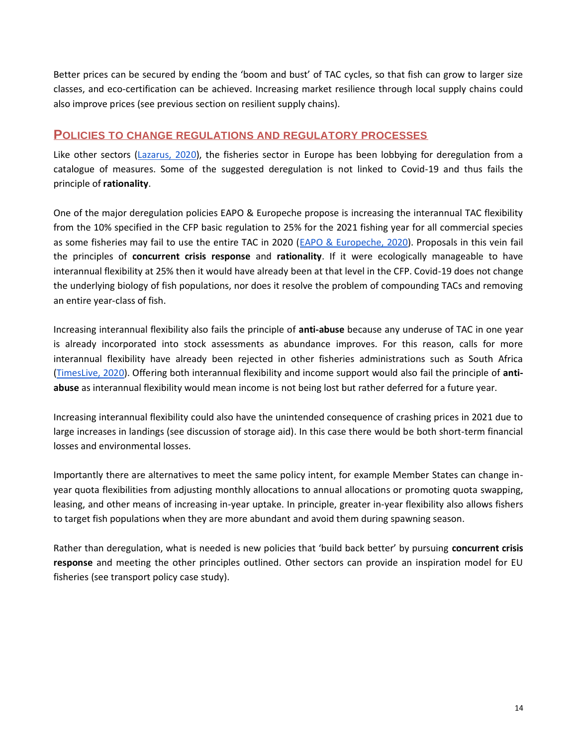Better prices can be secured by ending the 'boom and bust' of TAC cycles, so that fish can grow to larger size classes, and eco-certification can be achieved. Increasing market resilience through local supply chains could also improve prices (see previous section on resilient supply chains).

## Policies to change regulations and regulatory processes

Like other sectors (Lazarus, 2020), the fisheries sector in Europe has been lobbying for deregulation from a catalogue of measures. Some of the suggested deregulation is not linked to Covid-19 and thus fails the principle of **rationality**.

One of the major deregulation policies EAPO & Europeche propose is increasing the interannual TAC flexibility from the 10% specified in the CFP basic regulation to 25% for the 2021 fishing year for all commercial species as some fisheries may fail to use the entire TAC in 2020 (EAPO & Europeche, 2020). Proposals in this vein fail the principles of **concurrent crisis response** and **rationality**. If it were ecologically manageable to have interannual flexibility at 25% then it would have already been at that level in the CFP. Covid-19 does not change the underlying biology of fish populations, nor does it resolve the problem of compounding TACs and removing an entire year-class of fish.

Increasing interannual flexibility also fails the principle of **anti-abuse** because any underuse of TAC in one year is already incorporated into stock assessments as abundance improves. For this reason, calls for more interannual flexibility have already been rejected in other fisheries administrations such as South Africa (TimesLive, 2020). Offering both interannual flexibility and income support would also fail the principle of **anti-abuse** as interannual flexibility would mean income is not being lost but rather deferred for a future year.

Increasing interannual flexibility could also have the unintended consequence of crashing prices in 2021 due to large increases in landings (see discussion of storage aid). In this case there would be both short-term financial losses and environmental losses.

Importantly there are alternatives to meet the same policy intent, for example Member States can change in-year quota flexibilities from adjusting monthly allocations to annual allocations or promoting quota swapping, leasing, and other means of increasing in-year uptake. In principle, greater in-year flexibility also allows fishers to target fish populations when they are more abundant and avoid them during spawning season.

Rather than deregulation, what is needed is new policies that 'build back better' by pursuing **concurrent crisis response** and meeting the other principles outlined. Other sectors can provide an inspiration model for EU fisheries (see transport policy case study).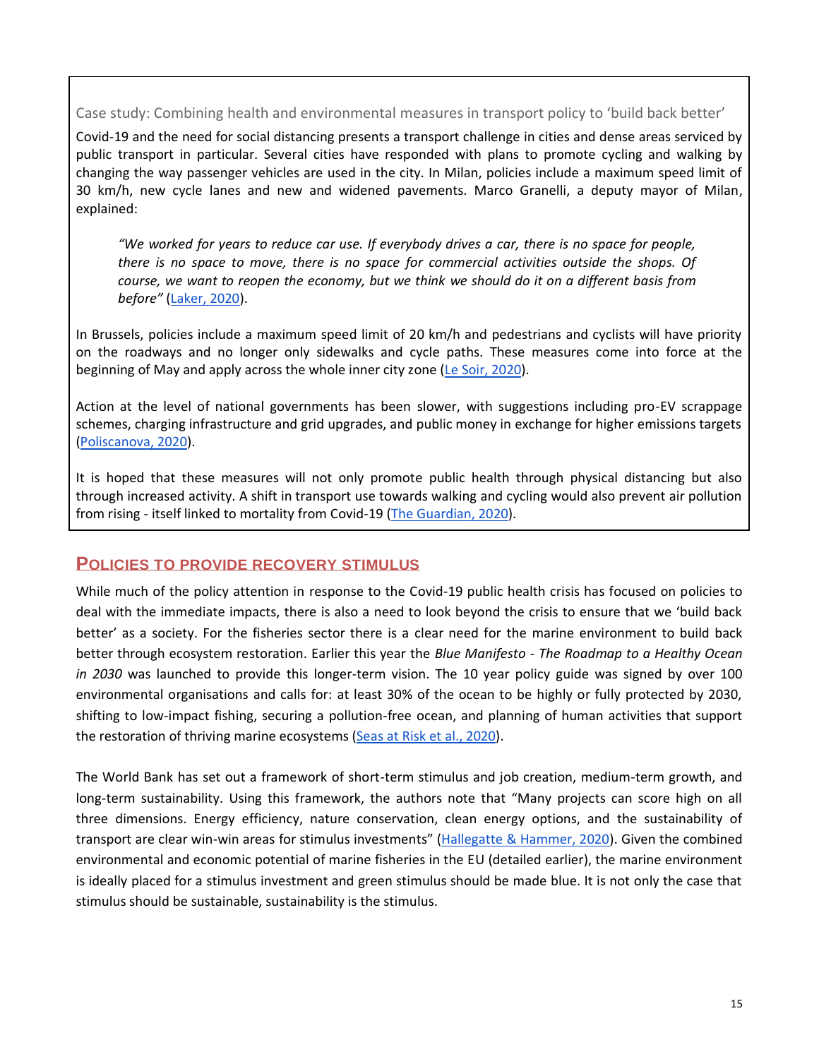### Case study: Combining health and environmental measures in transport policy to 'build back better'

Covid-19 and the need for social distancing presents a transport challenge in cities and dense areas serviced by public transport in particular. Several cities have responded with plans to promote cycling and walking by changing the way passenger vehicles are used in the city. In Milan, policies include a maximum speed limit of 30 km/h, new cycle lanes and new and widened pavements. Marco Granelli, a deputy mayor of Milan, explained:

> *"We worked for years to reduce car use. If everybody drives a car, there is no space for people, there is no space to move, there is no space for commercial activities outside the shops. Of course, we want to reopen the economy, but we think we should do it on a different basis from before"* (Laker, 2020).

In Brussels, policies include a maximum speed limit of 20 km/h and pedestrians and cyclists will have priority on the roadways and no longer only sidewalks and cycle paths. These measures come into force at the beginning of May and apply across the whole inner city zone (Le Soir, 2020).

Action at the level of national governments has been slower, with suggestions including pro-EV scrappage schemes, charging infrastructure and grid upgrades, and public money in exchange for higher emissions targets (Poliscanova, 2020).

It is hoped that these measures will not only promote public health through physical distancing but also through increased activity. A shift in transport use towards walking and cycling would also prevent air pollution from rising - itself linked to mortality from Covid-19 (The Guardian, 2020).

## POLICIES TO PROVIDE RECOVERY STIMULUS

While much of the policy attention in response to the Covid-19 public health crisis has focused on policies to deal with the immediate impacts, there is also a need to look beyond the crisis to ensure that we 'build back better' as a society. For the fisheries sector there is a clear need for the marine environment to build back better through ecosystem restoration. Earlier this year the *Blue Manifesto - The Roadmap to a Healthy Ocean in 2030* was launched to provide this longer-term vision. The 10 year policy guide was signed by over 100 environmental organisations and calls for: at least 30% of the ocean to be highly or fully protected by 2030, shifting to low-impact fishing, securing a pollution-free ocean, and planning of human activities that support the restoration of thriving marine ecosystems (Seas at Risk et al., 2020).

The World Bank has set out a framework of short-term stimulus and job creation, medium-term growth, and long-term sustainability. Using this framework, the authors note that "Many projects can score high on all three dimensions. Energy efficiency, nature conservation, clean energy options, and the sustainability of transport are clear win-win areas for stimulus investments" (Hallegatte & Hammer, 2020). Given the combined environmental and economic potential of marine fisheries in the EU (detailed earlier), the marine environment is ideally placed for a stimulus investment and green stimulus should be made blue. It is not only the case that stimulus should be sustainable, sustainability is the stimulus.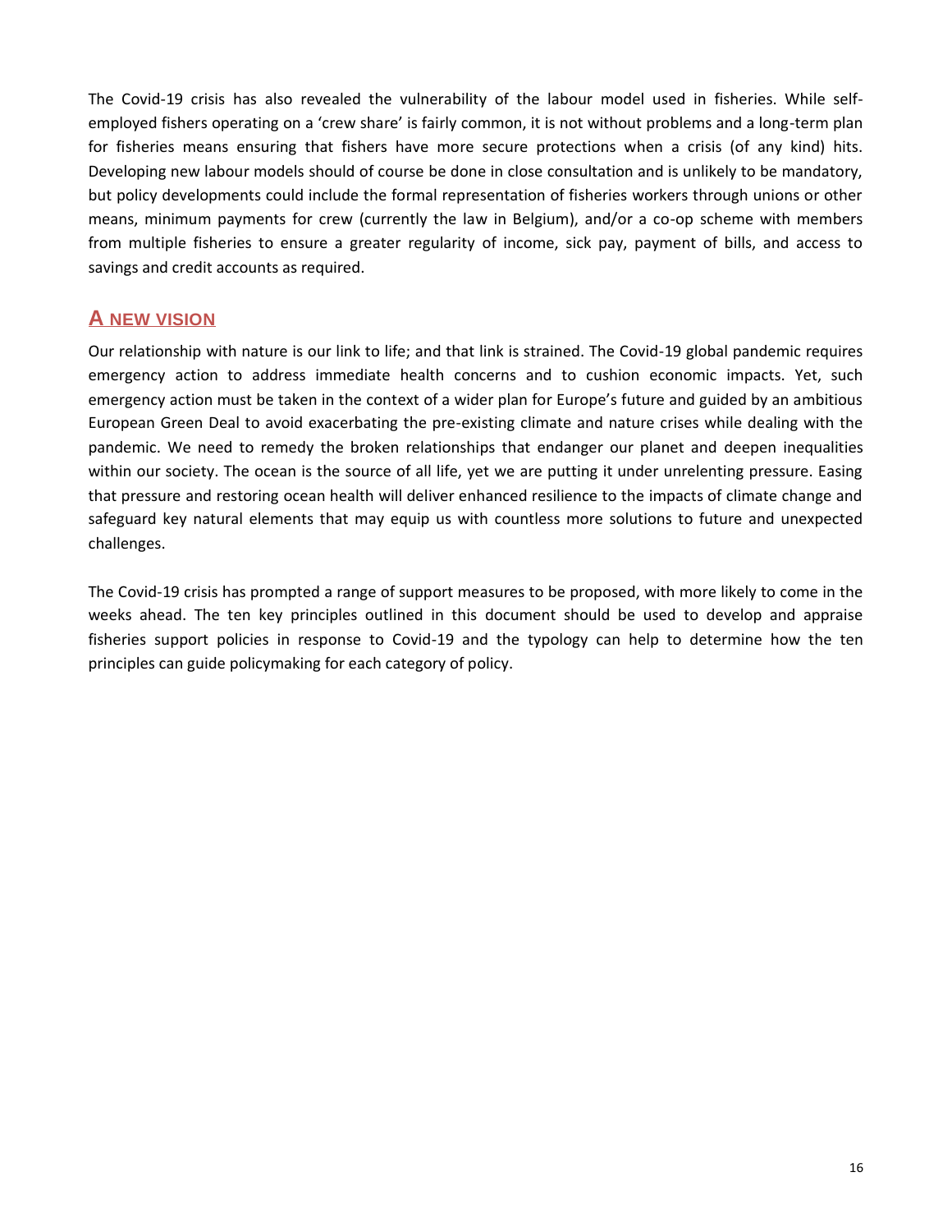The Covid-19 crisis has also revealed the vulnerability of the labour model used in fisheries. While self-employed fishers operating on a 'crew share' is fairly common, it is not without problems and a long-term plan for fisheries means ensuring that fishers have more secure protections when a crisis (of any kind) hits. Developing new labour models should of course be done in close consultation and is unlikely to be mandatory, but policy developments could include the formal representation of fisheries workers through unions or other means, minimum payments for crew (currently the law in Belgium), and/or a co-op scheme with members from multiple fisheries to ensure a greater regularity of income, sick pay, payment of bills, and access to savings and credit accounts as required.

## A NEW VISION

Our relationship with nature is our link to life; and that link is strained. The Covid-19 global pandemic requires emergency action to address immediate health concerns and to cushion economic impacts. Yet, such emergency action must be taken in the context of a wider plan for Europe's future and guided by an ambitious European Green Deal to avoid exacerbating the pre-existing climate and nature crises while dealing with the pandemic. We need to remedy the broken relationships that endanger our planet and deepen inequalities within our society. The ocean is the source of all life, yet we are putting it under unrelenting pressure. Easing that pressure and restoring ocean health will deliver enhanced resilience to the impacts of climate change and safeguard key natural elements that may equip us with countless more solutions to future and unexpected challenges.

The Covid-19 crisis has prompted a range of support measures to be proposed, with more likely to come in the weeks ahead. The ten key principles outlined in this document should be used to develop and appraise fisheries support policies in response to Covid-19 and the typology can help to determine how the ten principles can guide policymaking for each category of policy.